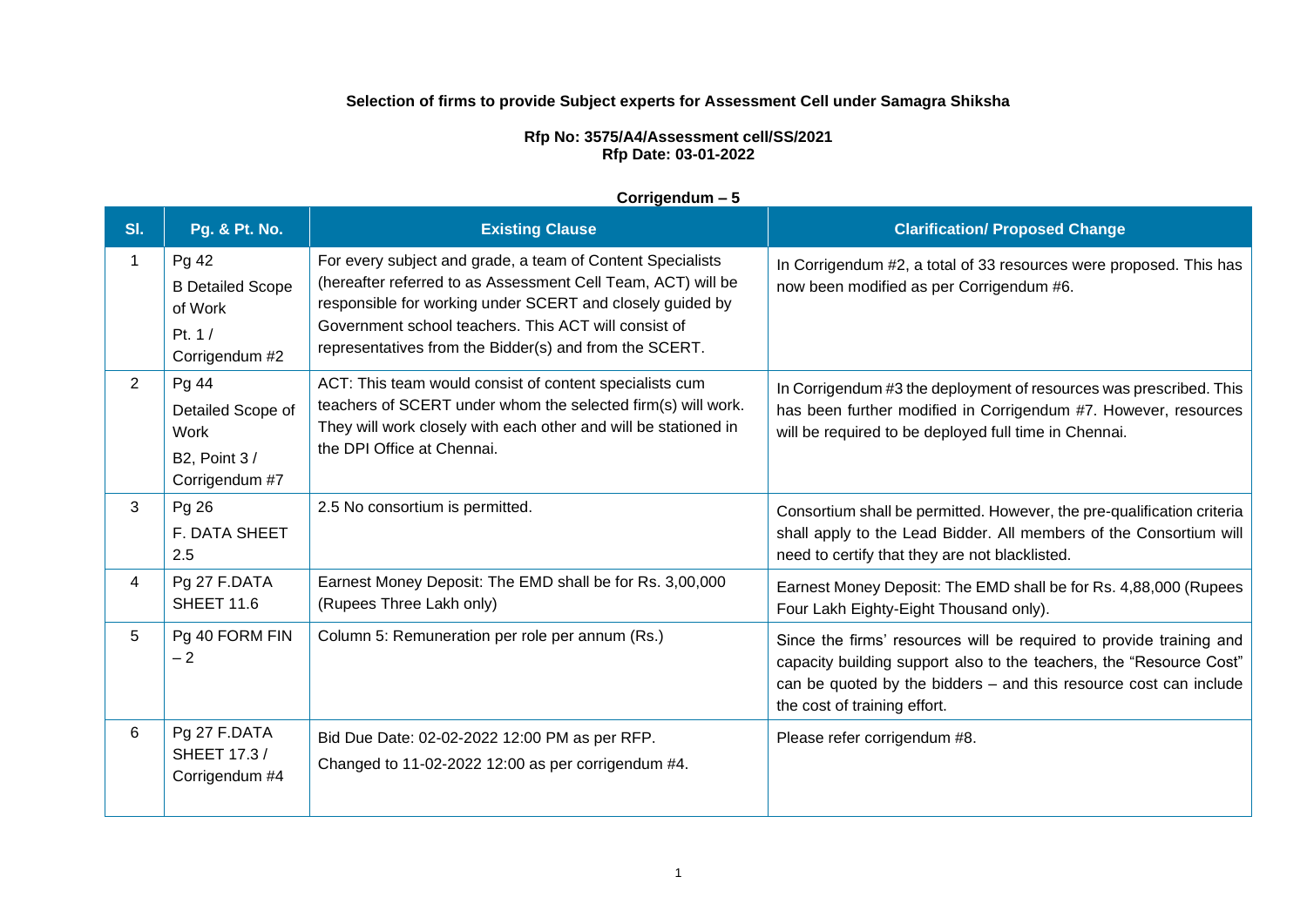**Selection of firms to provide Subject experts for Assessment Cell under Samagra Shiksha**

**Rfp No: 3575/A4/Assessment cell/SS/2021**
**Rfp Date: 03-01-2022**

**Corrigendum – 5**

| Sl. | Pg. & Pt. No. | Existing Clause | Clarification/ Proposed Change |
|---|---|---|---|
| 1 | Pg 42<br>B Detailed Scope of Work<br>Pt. 1 / Corrigendum #2 | For every subject and grade, a team of Content Specialists (hereafter referred to as Assessment Cell Team, ACT) will be responsible for working under SCERT and closely guided by Government school teachers. This ACT will consist of representatives from the Bidder(s) and from the SCERT. | In Corrigendum #2, a total of 33 resources were proposed. This has now been modified as per Corrigendum #6. |
| 2 | Pg 44<br>Detailed Scope of Work<br>B2, Point 3 / Corrigendum #7 | ACT: This team would consist of content specialists cum teachers of SCERT under whom the selected firm(s) will work. They will work closely with each other and will be stationed in the DPI Office at Chennai. | In Corrigendum #3 the deployment of resources was prescribed. This has been further modified in Corrigendum #7. However, resources will be required to be deployed full time in Chennai. |
| 3 | Pg 26<br>F. DATA SHEET 2.5 | 2.5 No consortium is permitted. | Consortium shall be permitted. However, the pre-qualification criteria shall apply to the Lead Bidder. All members of the Consortium will need to certify that they are not blacklisted. |
| 4 | Pg 27 F.DATA SHEET 11.6 | Earnest Money Deposit: The EMD shall be for Rs. 3,00,000 (Rupees Three Lakh only) | Earnest Money Deposit: The EMD shall be for Rs. 4,88,000 (Rupees Four Lakh Eighty-Eight Thousand only). |
| 5 | Pg 40 FORM FIN – 2 | Column 5: Remuneration per role per annum (Rs.) | Since the firms' resources will be required to provide training and capacity building support also to the teachers, the "Resource Cost" can be quoted by the bidders – and this resource cost can include the cost of training effort. |
| 6 | Pg 27 F.DATA SHEET 17.3 / Corrigendum #4 | Bid Due Date: 02-02-2022 12:00 PM as per RFP.<br>Changed to 11-02-2022 12:00 as per corrigendum #4. | Please refer corrigendum #8. |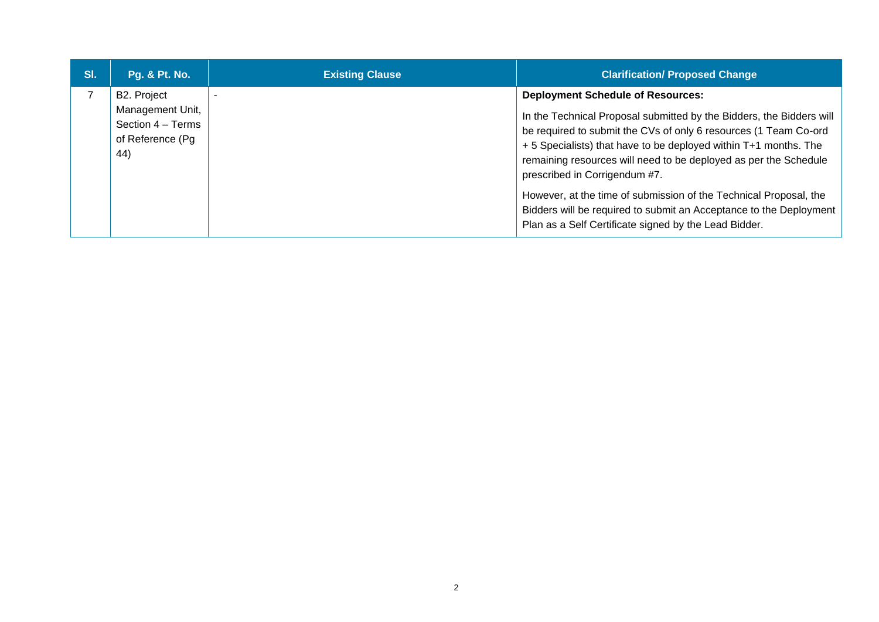| Sl. | Pg. & Pt. No. | Existing Clause | Clarification/ Proposed Change |
| --- | --- | --- | --- |
| 7 | B2. Project Management Unit, Section 4 – Terms of Reference (Pg 44) | - | **Deployment Schedule of Resources:**<br><br>In the Technical Proposal submitted by the Bidders, the Bidders will be required to submit the CVs of only 6 resources (1 Team Co-ord + 5 Specialists) that have to be deployed within T+1 months. The remaining resources will need to be deployed as per the Schedule prescribed in Corrigendum #7.<br><br>However, at the time of submission of the Technical Proposal, the Bidders will be required to submit an Acceptance to the Deployment Plan as a Self Certificate signed by the Lead Bidder. |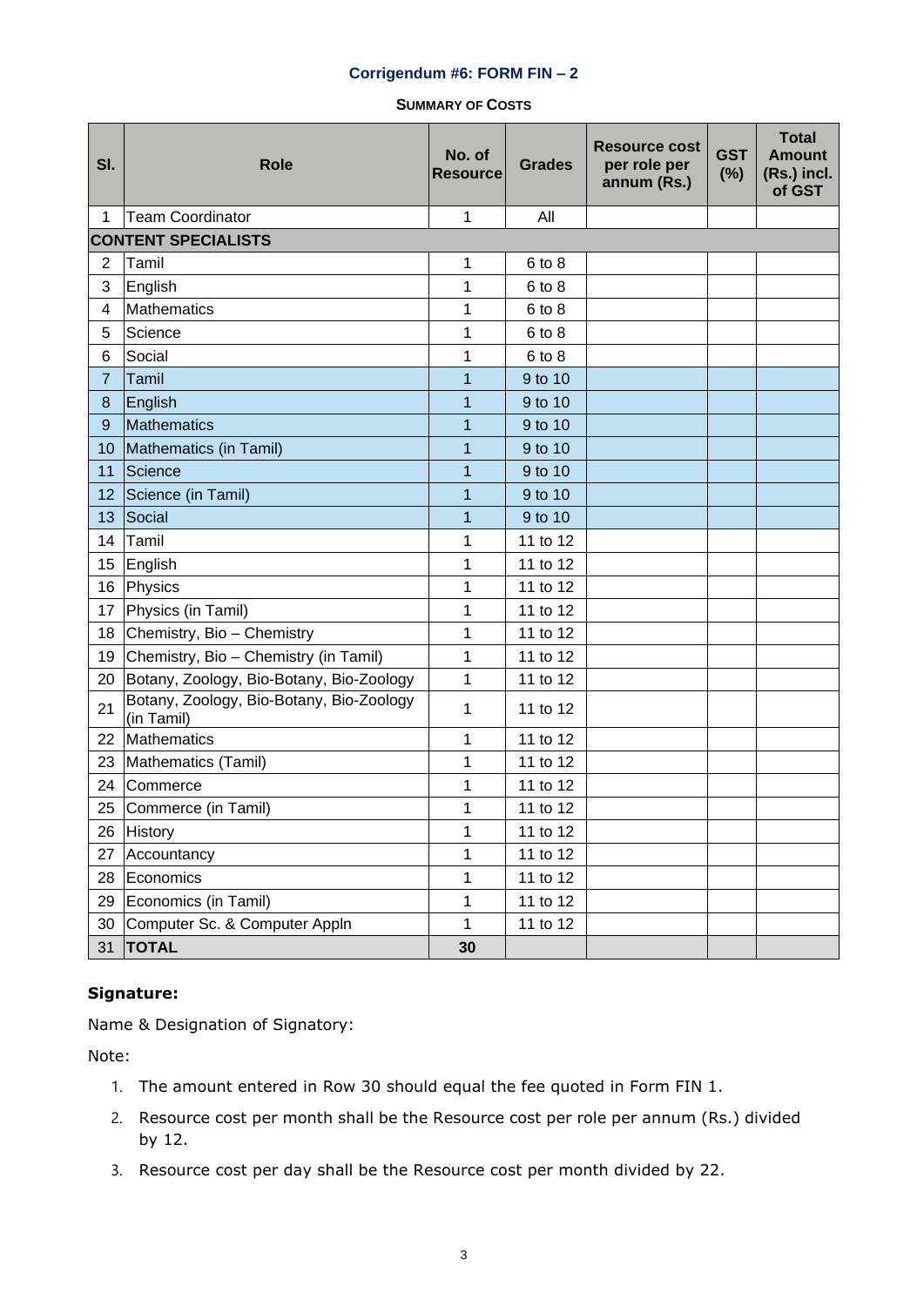### Corrigendum #6: FORM FIN – 2

**SUMMARY OF COSTS**

| Sl. | Role | No. of Resource | Grades | Resource cost per role per annum (Rs.) | GST (%) | Total Amount (Rs.) incl. of GST |
|---|---|---|---|---|---|---|
| 1 | Team Coordinator | 1 | All | | | |
| **CONTENT SPECIALISTS** | | | | | | |
| 2 | Tamil | 1 | 6 to 8 | | | |
| 3 | English | 1 | 6 to 8 | | | |
| 4 | Mathematics | 1 | 6 to 8 | | | |
| 5 | Science | 1 | 6 to 8 | | | |
| 6 | Social | 1 | 6 to 8 | | | |
| 7 | Tamil | 1 | 9 to 10 | | | |
| 8 | English | 1 | 9 to 10 | | | |
| 9 | Mathematics | 1 | 9 to 10 | | | |
| 10 | Mathematics (in Tamil) | 1 | 9 to 10 | | | |
| 11 | Science | 1 | 9 to 10 | | | |
| 12 | Science (in Tamil) | 1 | 9 to 10 | | | |
| 13 | Social | 1 | 9 to 10 | | | |
| 14 | Tamil | 1 | 11 to 12 | | | |
| 15 | English | 1 | 11 to 12 | | | |
| 16 | Physics | 1 | 11 to 12 | | | |
| 17 | Physics (in Tamil) | 1 | 11 to 12 | | | |
| 18 | Chemistry, Bio – Chemistry | 1 | 11 to 12 | | | |
| 19 | Chemistry, Bio – Chemistry (in Tamil) | 1 | 11 to 12 | | | |
| 20 | Botany, Zoology, Bio-Botany, Bio-Zoology | 1 | 11 to 12 | | | |
| 21 | Botany, Zoology, Bio-Botany, Bio-Zoology (in Tamil) | 1 | 11 to 12 | | | |
| 22 | Mathematics | 1 | 11 to 12 | | | |
| 23 | Mathematics (Tamil) | 1 | 11 to 12 | | | |
| 24 | Commerce | 1 | 11 to 12 | | | |
| 25 | Commerce (in Tamil) | 1 | 11 to 12 | | | |
| 26 | History | 1 | 11 to 12 | | | |
| 27 | Accountancy | 1 | 11 to 12 | | | |
| 28 | Economics | 1 | 11 to 12 | | | |
| 29 | Economics (in Tamil) | 1 | 11 to 12 | | | |
| 30 | Computer Sc. & Computer Appln | 1 | 11 to 12 | | | |
| 31 | **TOTAL** | **30** | | | | |

**Signature:**

Name & Designation of Signatory:

Note:

1. The amount entered in Row 30 should equal the fee quoted in Form FIN 1.
2. Resource cost per month shall be the Resource cost per role per annum (Rs.) divided by 12.
3. Resource cost per day shall be the Resource cost per month divided by 22.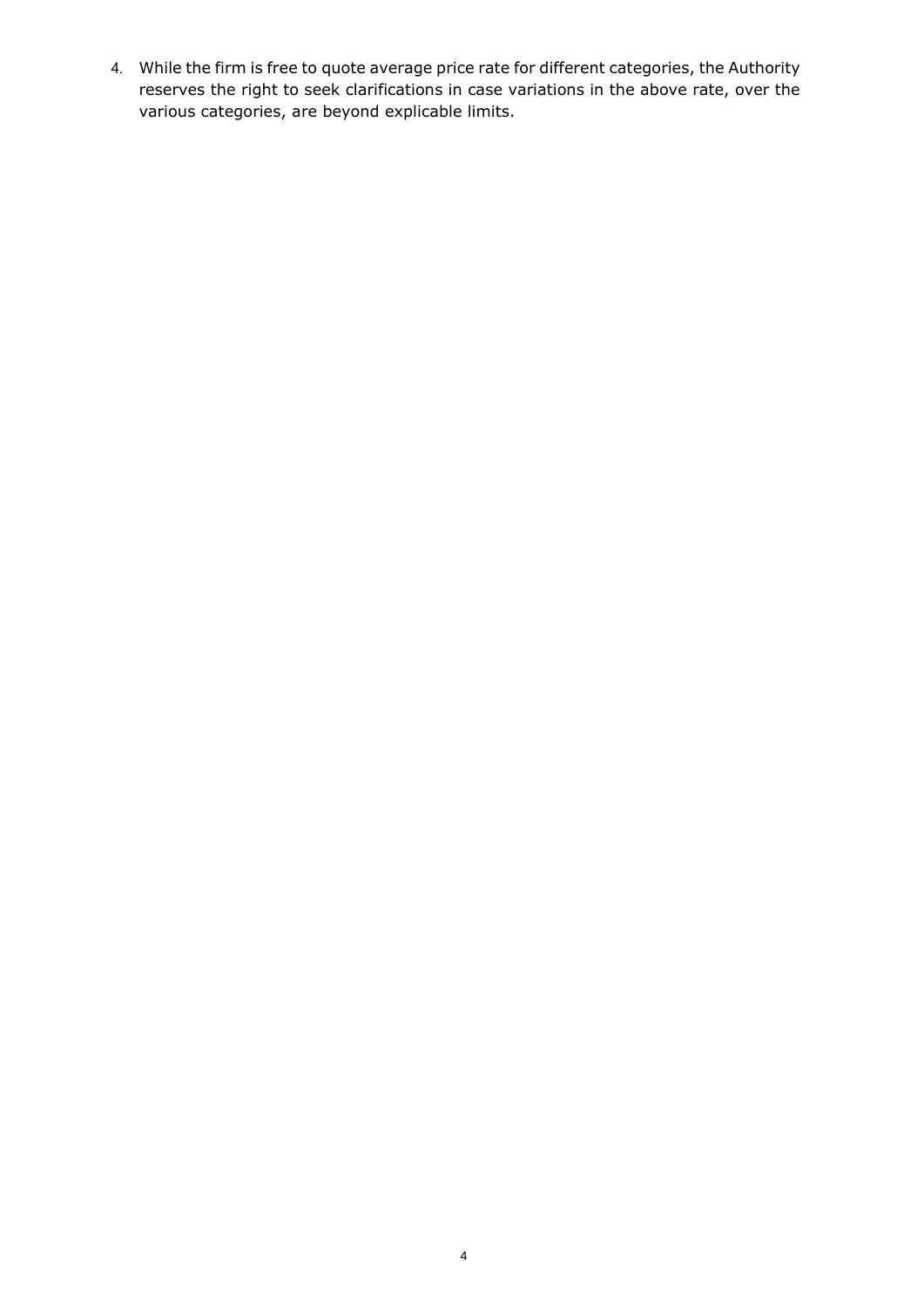4. While the firm is free to quote average price rate for different categories, the Authority reserves the right to seek clarifications in case variations in the above rate, over the various categories, are beyond explicable limits.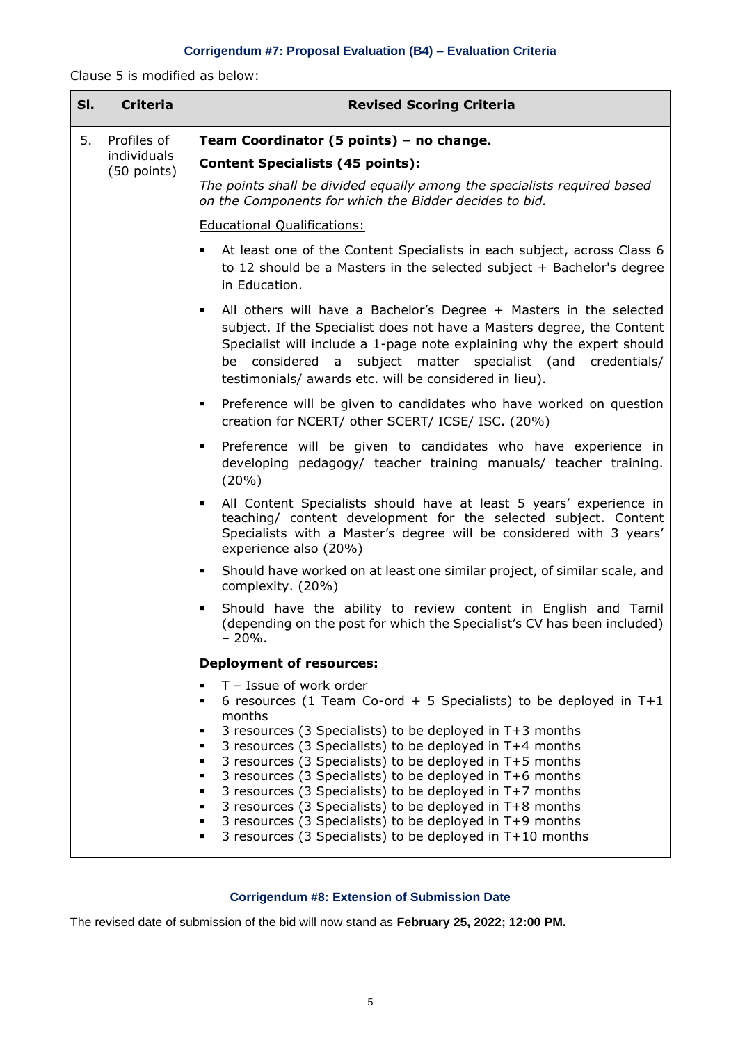### Corrigendum #7: Proposal Evaluation (B4) – Evaluation Criteria

Clause 5 is modified as below:

| Sl. | Criteria | Revised Scoring Criteria |
|---|---|---|
| 5. | Profiles of individuals (50 points) | **Team Coordinator (5 points) – no change.**<br>**Content Specialists (45 points):**<br>*The points shall be divided equally among the specialists required based on the Components for which the Bidder decides to bid.*<br>Educational Qualifications:<br>▪ At least one of the Content Specialists in each subject, across Class 6 to 12 should be a Masters in the selected subject + Bachelor's degree in Education.<br>▪ All others will have a Bachelor's Degree + Masters in the selected subject. If the Specialist does not have a Masters degree, the Content Specialist will include a 1-page note explaining why the expert should be considered a subject matter specialist (and credentials/ testimonials/ awards etc. will be considered in lieu).<br>▪ Preference will be given to candidates who have worked on question creation for NCERT/ other SCERT/ ICSE/ ISC. (20%)<br>▪ Preference will be given to candidates who have experience in developing pedagogy/ teacher training manuals/ teacher training. (20%)<br>▪ All Content Specialists should have at least 5 years' experience in teaching/ content development for the selected subject. Content Specialists with a Master's degree will be considered with 3 years' experience also (20%)<br>▪ Should have worked on at least one similar project, of similar scale, and complexity. (20%)<br>▪ Should have the ability to review content in English and Tamil (depending on the post for which the Specialist's CV has been included) – 20%.<br>**Deployment of resources:**<br>▪ T – Issue of work order<br>▪ 6 resources (1 Team Co-ord + 5 Specialists) to be deployed in T+1 months<br>▪ 3 resources (3 Specialists) to be deployed in T+3 months<br>▪ 3 resources (3 Specialists) to be deployed in T+4 months<br>▪ 3 resources (3 Specialists) to be deployed in T+5 months<br>▪ 3 resources (3 Specialists) to be deployed in T+6 months<br>▪ 3 resources (3 Specialists) to be deployed in T+7 months<br>▪ 3 resources (3 Specialists) to be deployed in T+8 months<br>▪ 3 resources (3 Specialists) to be deployed in T+9 months<br>▪ 3 resources (3 Specialists) to be deployed in T+10 months |

### Corrigendum #8: Extension of Submission Date

The revised date of submission of the bid will now stand as **February 25, 2022; 12:00 PM.**